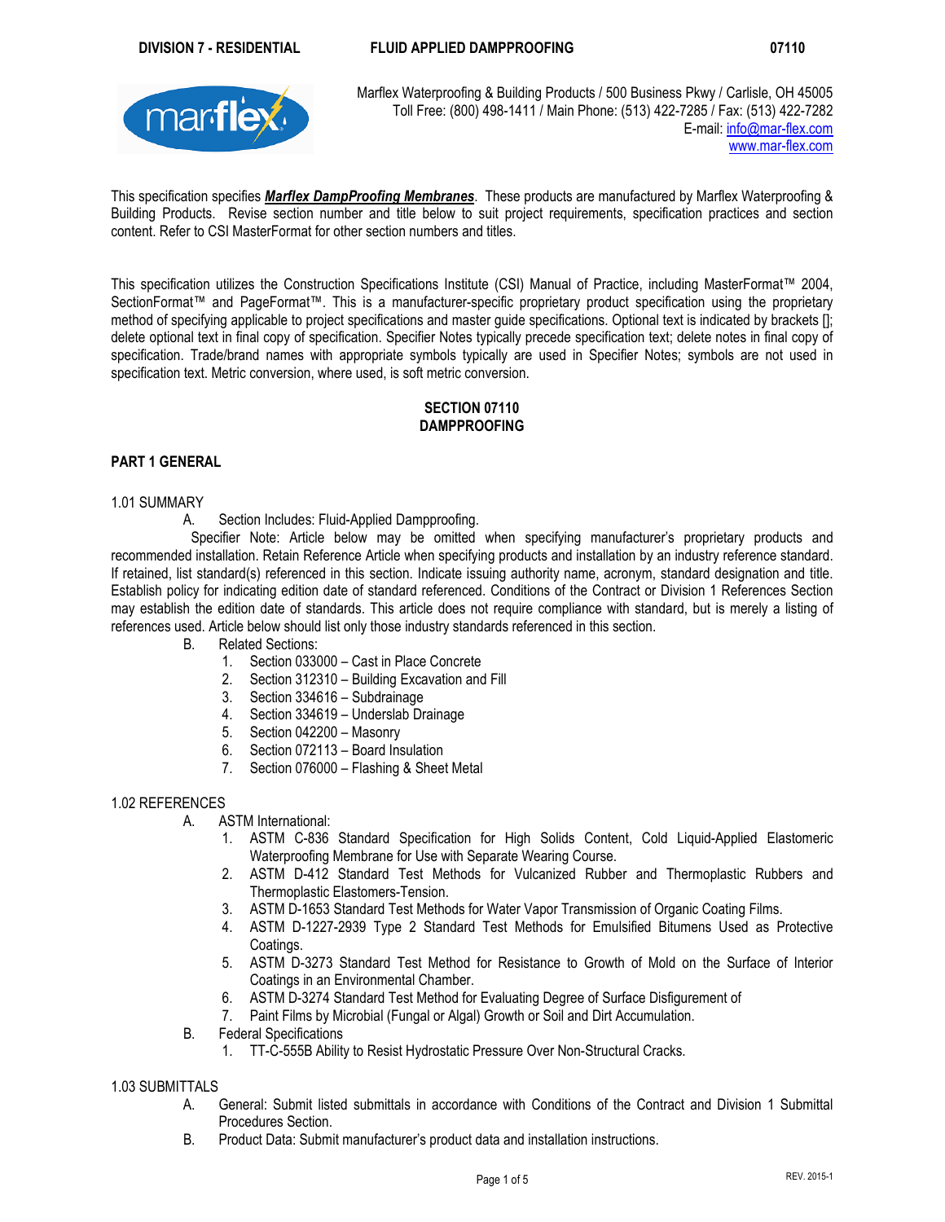Marflex Waterproofing & Building Products / 500 Business Pkwy / Carlisle, OH 45005
Toll Free: (800) 498-1411 / Main Phone: (513) 422-7285 / Fax: (513) 422-7282
E-mail: info@mar-flex.com
www.mar-flex.com

This specification specifies ***Marflex DampProofing Membranes***. These products are manufactured by Marflex Waterproofing & Building Products. Revise section number and title below to suit project requirements, specification practices and section content. Refer to CSI MasterFormat for other section numbers and titles.

This specification utilizes the Construction Specifications Institute (CSI) Manual of Practice, including MasterFormat™ 2004, SectionFormat™ and PageFormat™. This is a manufacturer-specific proprietary product specification using the proprietary method of specifying applicable to project specifications and master guide specifications. Optional text is indicated by brackets []; delete optional text in final copy of specification. Specifier Notes typically precede specification text; delete notes in final copy of specification. Trade/brand names with appropriate symbols typically are used in Specifier Notes; symbols are not used in specification text. Metric conversion, where used, is soft metric conversion.

# SECTION 07110
# DAMPPROOFING

## PART 1 GENERAL

### 1.01 SUMMARY

A. Section Includes: Fluid-Applied Dampproofing.

Specifier Note: Article below may be omitted when specifying manufacturer's proprietary products and recommended installation. Retain Reference Article when specifying products and installation by an industry reference standard. If retained, list standard(s) referenced in this section. Indicate issuing authority name, acronym, standard designation and title. Establish policy for indicating edition date of standard referenced. Conditions of the Contract or Division 1 References Section may establish the edition date of standards. This article does not require compliance with standard, but is merely a listing of references used. Article below should list only those industry standards referenced in this section.

B. Related Sections:
   1. Section 033000 – Cast in Place Concrete
   2. Section 312310 – Building Excavation and Fill
   3. Section 334616 – Subdrainage
   4. Section 334619 – Underslab Drainage
   5. Section 042200 – Masonry
   6. Section 072113 – Board Insulation
   7. Section 076000 – Flashing & Sheet Metal

### 1.02 REFERENCES

A. ASTM International:
   1. ASTM C-836 Standard Specification for High Solids Content, Cold Liquid-Applied Elastomeric Waterproofing Membrane for Use with Separate Wearing Course.
   2. ASTM D-412 Standard Test Methods for Vulcanized Rubber and Thermoplastic Rubbers and Thermoplastic Elastomers-Tension.
   3. ASTM D-1653 Standard Test Methods for Water Vapor Transmission of Organic Coating Films.
   4. ASTM D-1227-2939 Type 2 Standard Test Methods for Emulsified Bitumens Used as Protective Coatings.
   5. ASTM D-3273 Standard Test Method for Resistance to Growth of Mold on the Surface of Interior Coatings in an Environmental Chamber.
   6. ASTM D-3274 Standard Test Method for Evaluating Degree of Surface Disfigurement of
   7. Paint Films by Microbial (Fungal or Algal) Growth or Soil and Dirt Accumulation.

B. Federal Specifications
   1. TT-C-555B Ability to Resist Hydrostatic Pressure Over Non-Structural Cracks.

### 1.03 SUBMITTALS

A. General: Submit listed submittals in accordance with Conditions of the Contract and Division 1 Submittal Procedures Section.

B. Product Data: Submit manufacturer's product data and installation instructions.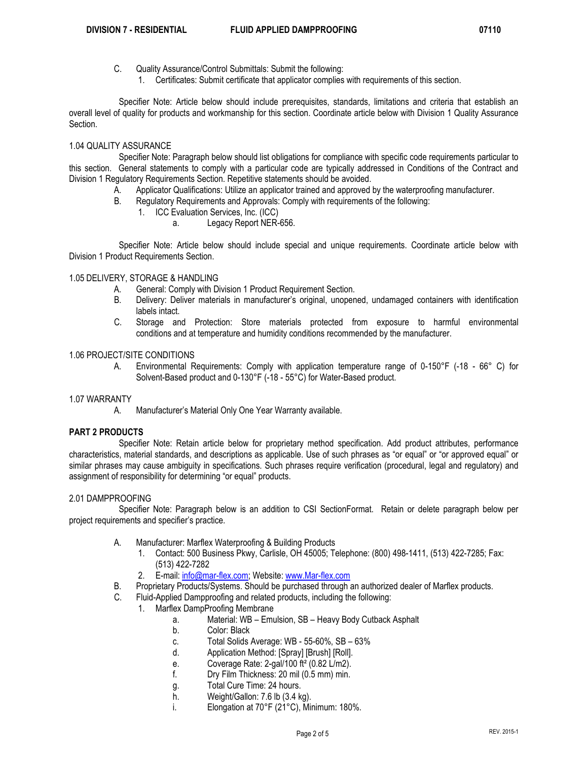C. Quality Assurance/Control Submittals: Submit the following:
   1. Certificates: Submit certificate that applicator complies with requirements of this section.

Specifier Note: Article below should include prerequisites, standards, limitations and criteria that establish an overall level of quality for products and workmanship for this section. Coordinate article below with Division 1 Quality Assurance Section.

### 1.04 QUALITY ASSURANCE

Specifier Note: Paragraph below should list obligations for compliance with specific code requirements particular to this section. General statements to comply with a particular code are typically addressed in Conditions of the Contract and Division 1 Regulatory Requirements Section. Repetitive statements should be avoided.

A. Applicator Qualifications: Utilize an applicator trained and approved by the waterproofing manufacturer.
B. Regulatory Requirements and Approvals: Comply with requirements of the following:
   1. ICC Evaluation Services, Inc. (ICC)
      a. Legacy Report NER-656.

Specifier Note: Article below should include special and unique requirements. Coordinate article below with Division 1 Product Requirements Section.

### 1.05 DELIVERY, STORAGE & HANDLING

A. General: Comply with Division 1 Product Requirement Section.
B. Delivery: Deliver materials in manufacturer's original, unopened, undamaged containers with identification labels intact.
C. Storage and Protection: Store materials protected from exposure to harmful environmental conditions and at temperature and humidity conditions recommended by the manufacturer.

### 1.06 PROJECT/SITE CONDITIONS

A. Environmental Requirements: Comply with application temperature range of 0-150°F (-18 - 66° C) for Solvent-Based product and 0-130°F (-18 - 55°C) for Water-Based product.

### 1.07 WARRANTY

A. Manufacturer's Material Only One Year Warranty available.

## PART 2 PRODUCTS

Specifier Note: Retain article below for proprietary method specification. Add product attributes, performance characteristics, material standards, and descriptions as applicable. Use of such phrases as "or equal" or "or approved equal" or similar phrases may cause ambiguity in specifications. Such phrases require verification (procedural, legal and regulatory) and assignment of responsibility for determining "or equal" products.

### 2.01 DAMPPROOFING

Specifier Note: Paragraph below is an addition to CSI SectionFormat. Retain or delete paragraph below per project requirements and specifier's practice.

A. Manufacturer: Marflex Waterproofing & Building Products
   1. Contact: 500 Business Pkwy, Carlisle, OH 45005; Telephone: (800) 498-1411, (513) 422-7285; Fax: (513) 422-7282
   2. E-mail: info@mar-flex.com; Website: www.Mar-flex.com
B. Proprietary Products/Systems. Should be purchased through an authorized dealer of Marflex products.
C. Fluid-Applied Dampproofing and related products, including the following:
   1. Marflex DampProofing Membrane
      a. Material: WB – Emulsion, SB – Heavy Body Cutback Asphalt
      b. Color: Black
      c. Total Solids Average: WB - 55-60%, SB – 63%
      d. Application Method: [Spray] [Brush] [Roll].
      e. Coverage Rate: 2-gal/100 ft² (0.82 L/m2).
      f. Dry Film Thickness: 20 mil (0.5 mm) min.
      g. Total Cure Time: 24 hours.
      h. Weight/Gallon: 7.6 lb (3.4 kg).
      i. Elongation at 70°F (21°C), Minimum: 180%.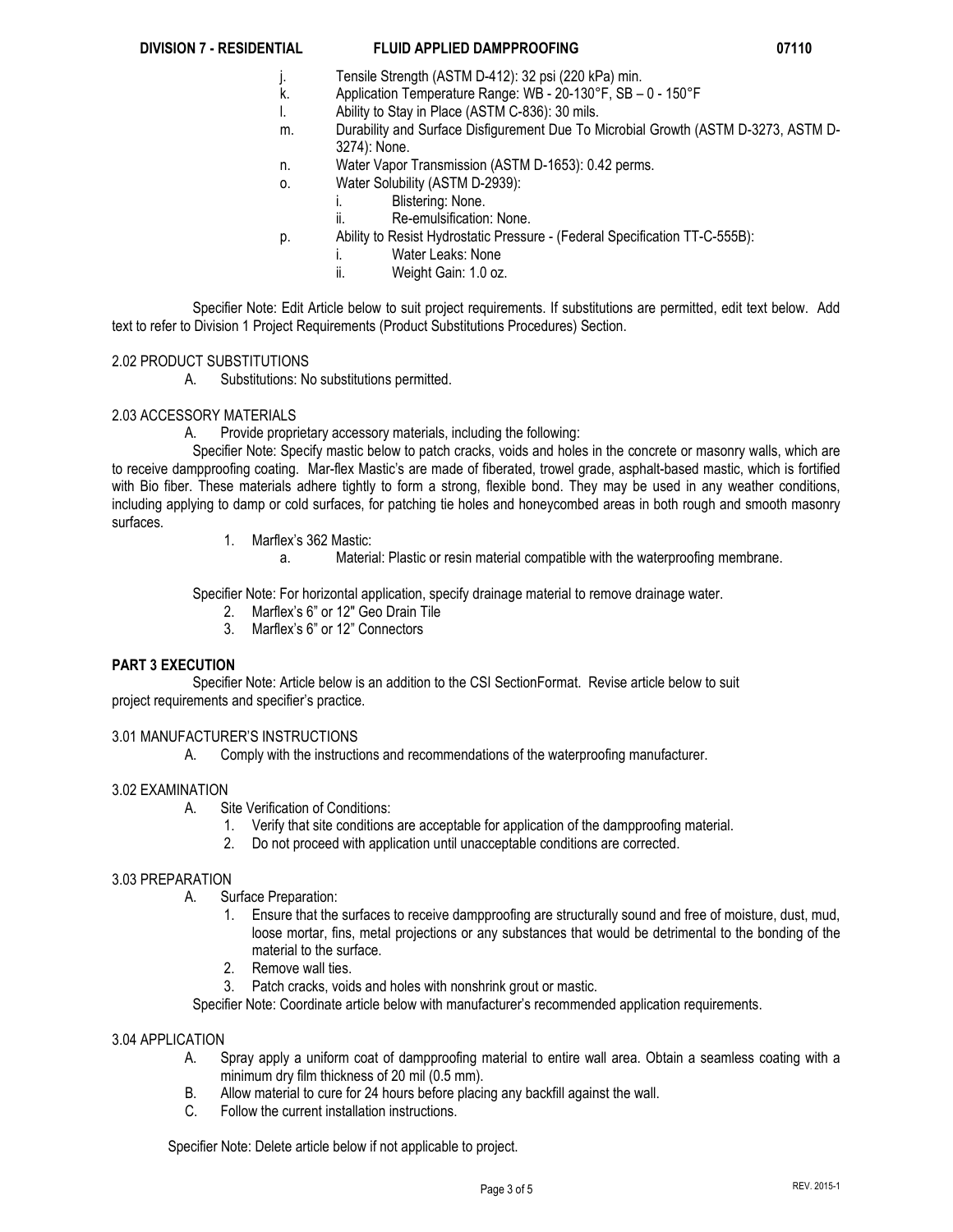j. Tensile Strength (ASTM D-412): 32 psi (220 kPa) min.

k. Application Temperature Range: WB - 20-130°F, SB – 0 - 150°F

l. Ability to Stay in Place (ASTM C-836): 30 mils.

m. Durability and Surface Disfigurement Due To Microbial Growth (ASTM D-3273, ASTM D-3274): None.

n. Water Vapor Transmission (ASTM D-1653): 0.42 perms.

o. Water Solubility (ASTM D-2939):

  i. Blistering: None.

  ii. Re-emulsification: None.

p. Ability to Resist Hydrostatic Pressure - (Federal Specification TT-C-555B):

  i. Water Leaks: None

  ii. Weight Gain: 1.0 oz.

Specifier Note: Edit Article below to suit project requirements. If substitutions are permitted, edit text below. Add text to refer to Division 1 Project Requirements (Product Substitutions Procedures) Section.

### 2.02 PRODUCT SUBSTITUTIONS

A. Substitutions: No substitutions permitted.

### 2.03 ACCESSORY MATERIALS

A. Provide proprietary accessory materials, including the following:

Specifier Note: Specify mastic below to patch cracks, voids and holes in the concrete or masonry walls, which are to receive dampproofing coating. Mar-flex Mastic's are made of fiberated, trowel grade, asphalt-based mastic, which is fortified with Bio fiber. These materials adhere tightly to form a strong, flexible bond. They may be used in any weather conditions, including applying to damp or cold surfaces, for patching tie holes and honeycombed areas in both rough and smooth masonry surfaces.

1. Marflex's 362 Mastic:
   a. Material: Plastic or resin material compatible with the waterproofing membrane.

Specifier Note: For horizontal application, specify drainage material to remove drainage water.

2. Marflex's 6" or 12" Geo Drain Tile
3. Marflex's 6" or 12" Connectors

## PART 3 EXECUTION

Specifier Note: Article below is an addition to the CSI SectionFormat. Revise article below to suit project requirements and specifier's practice.

### 3.01 MANUFACTURER'S INSTRUCTIONS

A. Comply with the instructions and recommendations of the waterproofing manufacturer.

### 3.02 EXAMINATION

A. Site Verification of Conditions:
   1. Verify that site conditions are acceptable for application of the dampproofing material.
   2. Do not proceed with application until unacceptable conditions are corrected.

### 3.03 PREPARATION

A. Surface Preparation:
   1. Ensure that the surfaces to receive dampproofing are structurally sound and free of moisture, dust, mud, loose mortar, fins, metal projections or any substances that would be detrimental to the bonding of the material to the surface.
   2. Remove wall ties.
   3. Patch cracks, voids and holes with nonshrink grout or mastic.

Specifier Note: Coordinate article below with manufacturer's recommended application requirements.

### 3.04 APPLICATION

A. Spray apply a uniform coat of dampproofing material to entire wall area. Obtain a seamless coating with a minimum dry film thickness of 20 mil (0.5 mm).

B. Allow material to cure for 24 hours before placing any backfill against the wall.

C. Follow the current installation instructions.

Specifier Note: Delete article below if not applicable to project.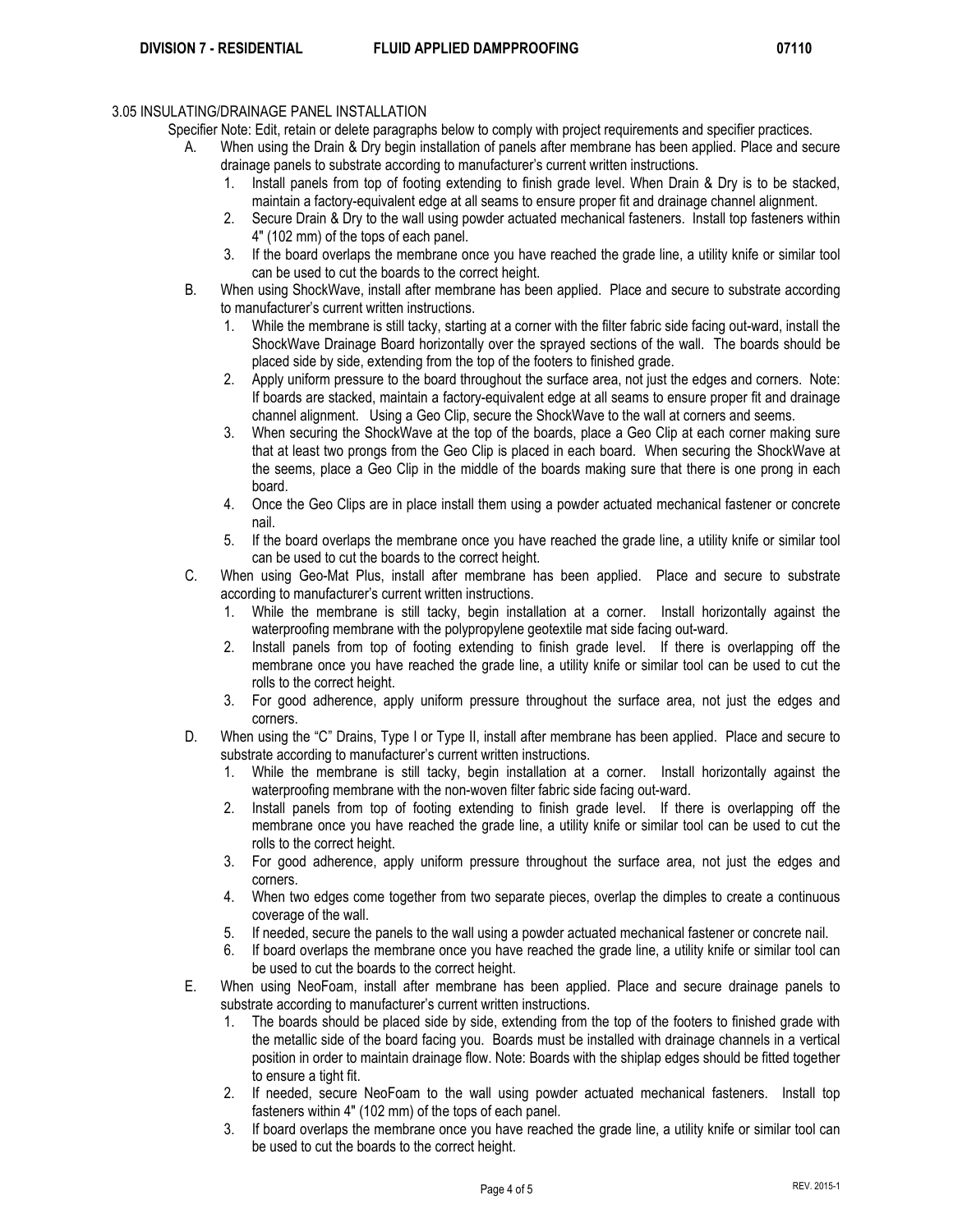3.05 INSULATING/DRAINAGE PANEL INSTALLATION

Specifier Note: Edit, retain or delete paragraphs below to comply with project requirements and specifier practices.

A. When using the Drain & Dry begin installation of panels after membrane has been applied. Place and secure drainage panels to substrate according to manufacturer's current written instructions.
   1. Install panels from top of footing extending to finish grade level. When Drain & Dry is to be stacked, maintain a factory-equivalent edge at all seams to ensure proper fit and drainage channel alignment.
   2. Secure Drain & Dry to the wall using powder actuated mechanical fasteners. Install top fasteners within 4" (102 mm) of the tops of each panel.
   3. If the board overlaps the membrane once you have reached the grade line, a utility knife or similar tool can be used to cut the boards to the correct height.

B. When using ShockWave, install after membrane has been applied. Place and secure to substrate according to manufacturer's current written instructions.
   1. While the membrane is still tacky, starting at a corner with the filter fabric side facing out-ward, install the ShockWave Drainage Board horizontally over the sprayed sections of the wall. The boards should be placed side by side, extending from the top of the footers to finished grade.
   2. Apply uniform pressure to the board throughout the surface area, not just the edges and corners. Note: If boards are stacked, maintain a factory-equivalent edge at all seams to ensure proper fit and drainage channel alignment. Using a Geo Clip, secure the ShockWave to the wall at corners and seems.
   3. When securing the ShockWave at the top of the boards, place a Geo Clip at each corner making sure that at least two prongs from the Geo Clip is placed in each board. When securing the ShockWave at the seems, place a Geo Clip in the middle of the boards making sure that there is one prong in each board.
   4. Once the Geo Clips are in place install them using a powder actuated mechanical fastener or concrete nail.
   5. If the board overlaps the membrane once you have reached the grade line, a utility knife or similar tool can be used to cut the boards to the correct height.

C. When using Geo-Mat Plus, install after membrane has been applied. Place and secure to substrate according to manufacturer's current written instructions.
   1. While the membrane is still tacky, begin installation at a corner. Install horizontally against the waterproofing membrane with the polypropylene geotextile mat side facing out-ward.
   2. Install panels from top of footing extending to finish grade level. If there is overlapping off the membrane once you have reached the grade line, a utility knife or similar tool can be used to cut the rolls to the correct height.
   3. For good adherence, apply uniform pressure throughout the surface area, not just the edges and corners.

D. When using the "C" Drains, Type I or Type II, install after membrane has been applied. Place and secure to substrate according to manufacturer's current written instructions.
   1. While the membrane is still tacky, begin installation at a corner. Install horizontally against the waterproofing membrane with the non-woven filter fabric side facing out-ward.
   2. Install panels from top of footing extending to finish grade level. If there is overlapping off the membrane once you have reached the grade line, a utility knife or similar tool can be used to cut the rolls to the correct height.
   3. For good adherence, apply uniform pressure throughout the surface area, not just the edges and corners.
   4. When two edges come together from two separate pieces, overlap the dimples to create a continuous coverage of the wall.
   5. If needed, secure the panels to the wall using a powder actuated mechanical fastener or concrete nail.
   6. If board overlaps the membrane once you have reached the grade line, a utility knife or similar tool can be used to cut the boards to the correct height.

E. When using NeoFoam, install after membrane has been applied. Place and secure drainage panels to substrate according to manufacturer's current written instructions.
   1. The boards should be placed side by side, extending from the top of the footers to finished grade with the metallic side of the board facing you. Boards must be installed with drainage channels in a vertical position in order to maintain drainage flow. Note: Boards with the shiplap edges should be fitted together to ensure a tight fit.
   2. If needed, secure NeoFoam to the wall using powder actuated mechanical fasteners. Install top fasteners within 4" (102 mm) of the tops of each panel.
   3. If board overlaps the membrane once you have reached the grade line, a utility knife or similar tool can be used to cut the boards to the correct height.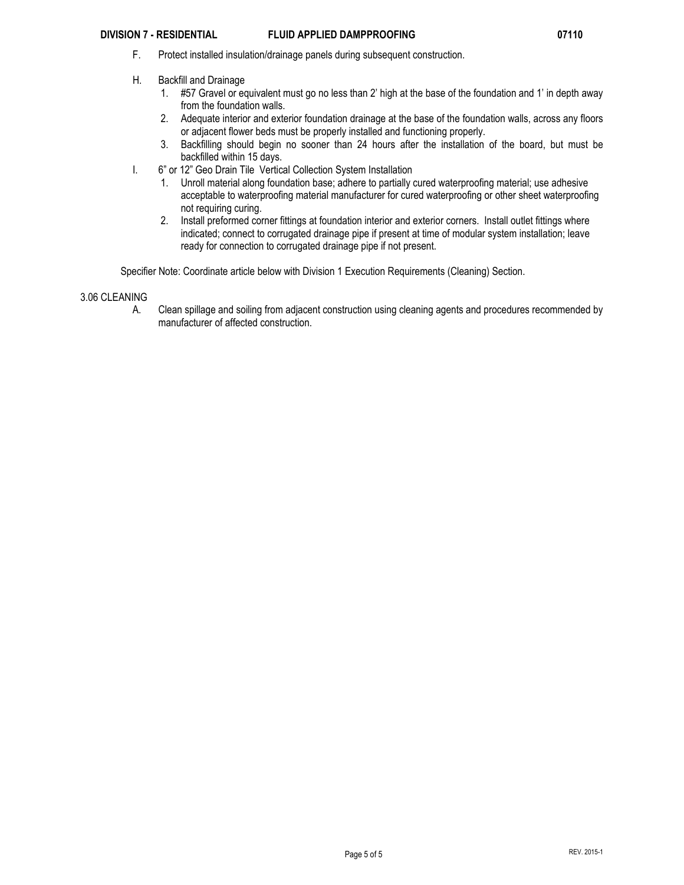F. Protect installed insulation/drainage panels during subsequent construction.

H. Backfill and Drainage
   1. #57 Gravel or equivalent must go no less than 2' high at the base of the foundation and 1' in depth away from the foundation walls.
   2. Adequate interior and exterior foundation drainage at the base of the foundation walls, across any floors or adjacent flower beds must be properly installed and functioning properly.
   3. Backfilling should begin no sooner than 24 hours after the installation of the board, but must be backfilled within 15 days.

I. 6" or 12" Geo Drain Tile Vertical Collection System Installation
   1. Unroll material along foundation base; adhere to partially cured waterproofing material; use adhesive acceptable to waterproofing material manufacturer for cured waterproofing or other sheet waterproofing not requiring curing.
   2. Install preformed corner fittings at foundation interior and exterior corners. Install outlet fittings where indicated; connect to corrugated drainage pipe if present at time of modular system installation; leave ready for connection to corrugated drainage pipe if not present.

Specifier Note: Coordinate article below with Division 1 Execution Requirements (Cleaning) Section.

3.06 CLEANING

A. Clean spillage and soiling from adjacent construction using cleaning agents and procedures recommended by manufacturer of affected construction.